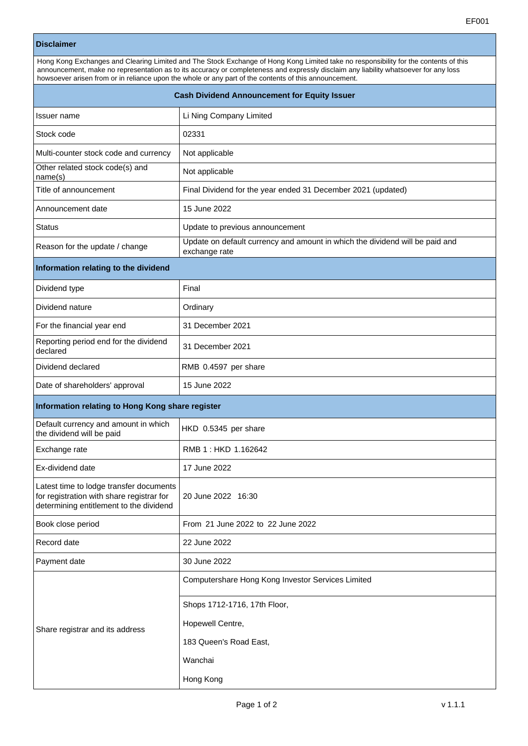EF001

| **Disclaimer** | |
|---|---|
| Hong Kong Exchanges and Clearing Limited and The Stock Exchange of Hong Kong Limited take no responsibility for the contents of this announcement, make no representation as to its accuracy or completeness and expressly disclaim any liability whatsoever for any loss howsoever arisen from or in reliance upon the whole or any part of the contents of this announcement. | |
| **Cash Dividend Announcement for Equity Issuer** | |
| Issuer name | Li Ning Company Limited |
| Stock code | 02331 |
| Multi-counter stock code and currency | Not applicable |
| Other related stock code(s) and name(s) | Not applicable |
| Title of announcement | Final Dividend for the year ended 31 December 2021 (updated) |
| Announcement date | 15 June 2022 |
| Status | Update to previous announcement |
| Reason for the update / change | Update on default currency and amount in which the dividend will be paid and exchange rate |
| **Information relating to the dividend** | |
| Dividend type | Final |
| Dividend nature | Ordinary |
| For the financial year end | 31 December 2021 |
| Reporting period end for the dividend declared | 31 December 2021 |
| Dividend declared | RMB 0.4597 per share |
| Date of shareholders' approval | 15 June 2022 |
| **Information relating to Hong Kong share register** | |
| Default currency and amount in which the dividend will be paid | HKD 0.5345 per share |
| Exchange rate | RMB 1 : HKD 1.162642 |
| Ex-dividend date | 17 June 2022 |
| Latest time to lodge transfer documents for registration with share registrar for determining entitlement to the dividend | 20 June 2022 16:30 |
| Book close period | From 21 June 2022 to 22 June 2022 |
| Record date | 22 June 2022 |
| Payment date | 30 June 2022 |
| Share registrar and its address | Computershare Hong Kong Investor Services Limited<br><br>Shops 1712-1716, 17th Floor,<br>Hopewell Centre,<br>183 Queen's Road East,<br>Wanchai<br>Hong Kong |

v 1.1.1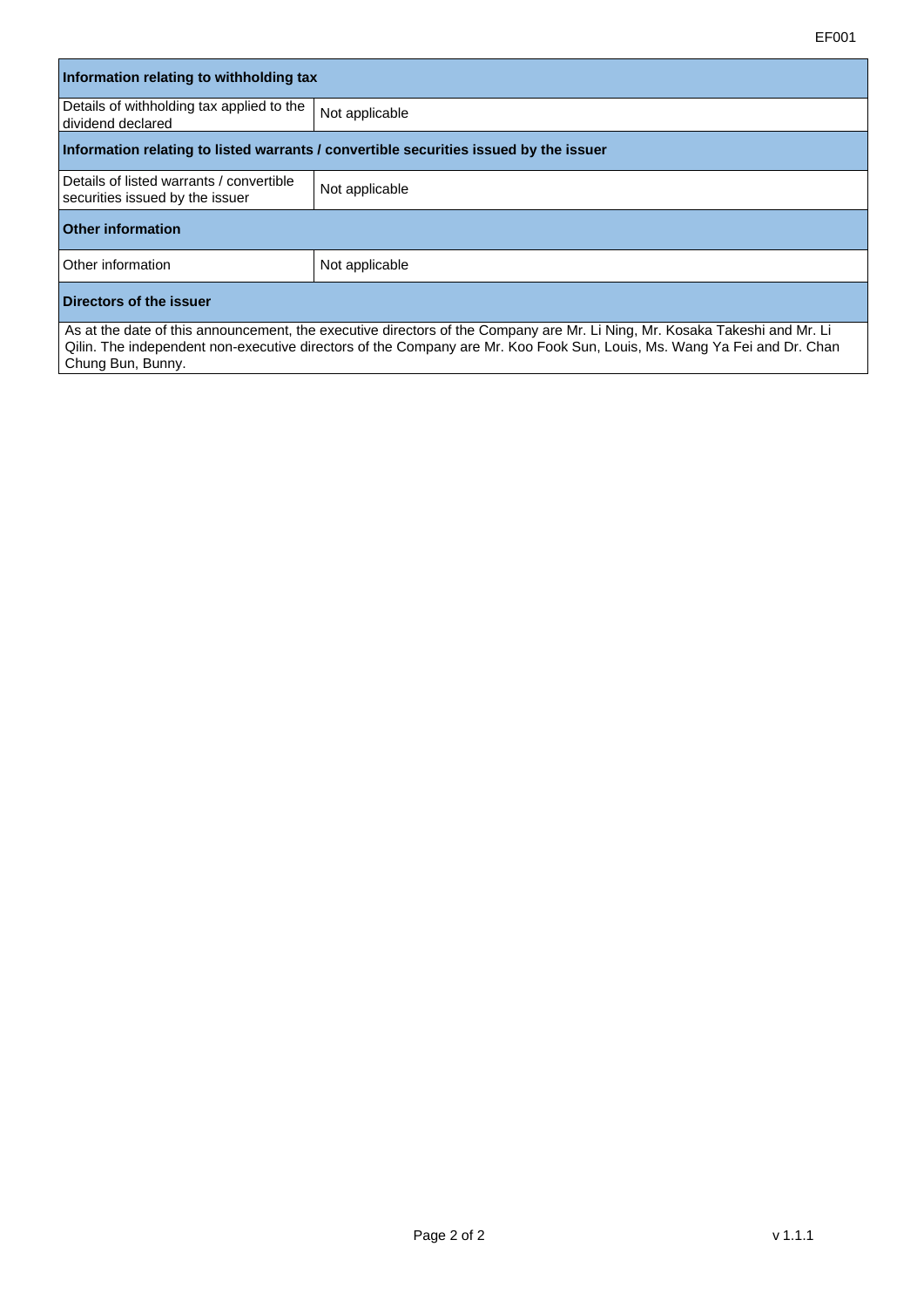| Information relating to withholding tax | |
|---|---|
| Details of withholding tax applied to the dividend declared | Not applicable |
| **Information relating to listed warrants / convertible securities issued by the issuer** | |
| Details of listed warrants / convertible securities issued by the issuer | Not applicable |
| **Other information** | |
| Other information | Not applicable |
| **Directors of the issuer** | |
| As at the date of this announcement, the executive directors of the Company are Mr. Li Ning, Mr. Kosaka Takeshi and Mr. Li Qilin. The independent non-executive directors of the Company are Mr. Koo Fook Sun, Louis, Ms. Wang Ya Fei and Dr. Chan Chung Bun, Bunny. | |